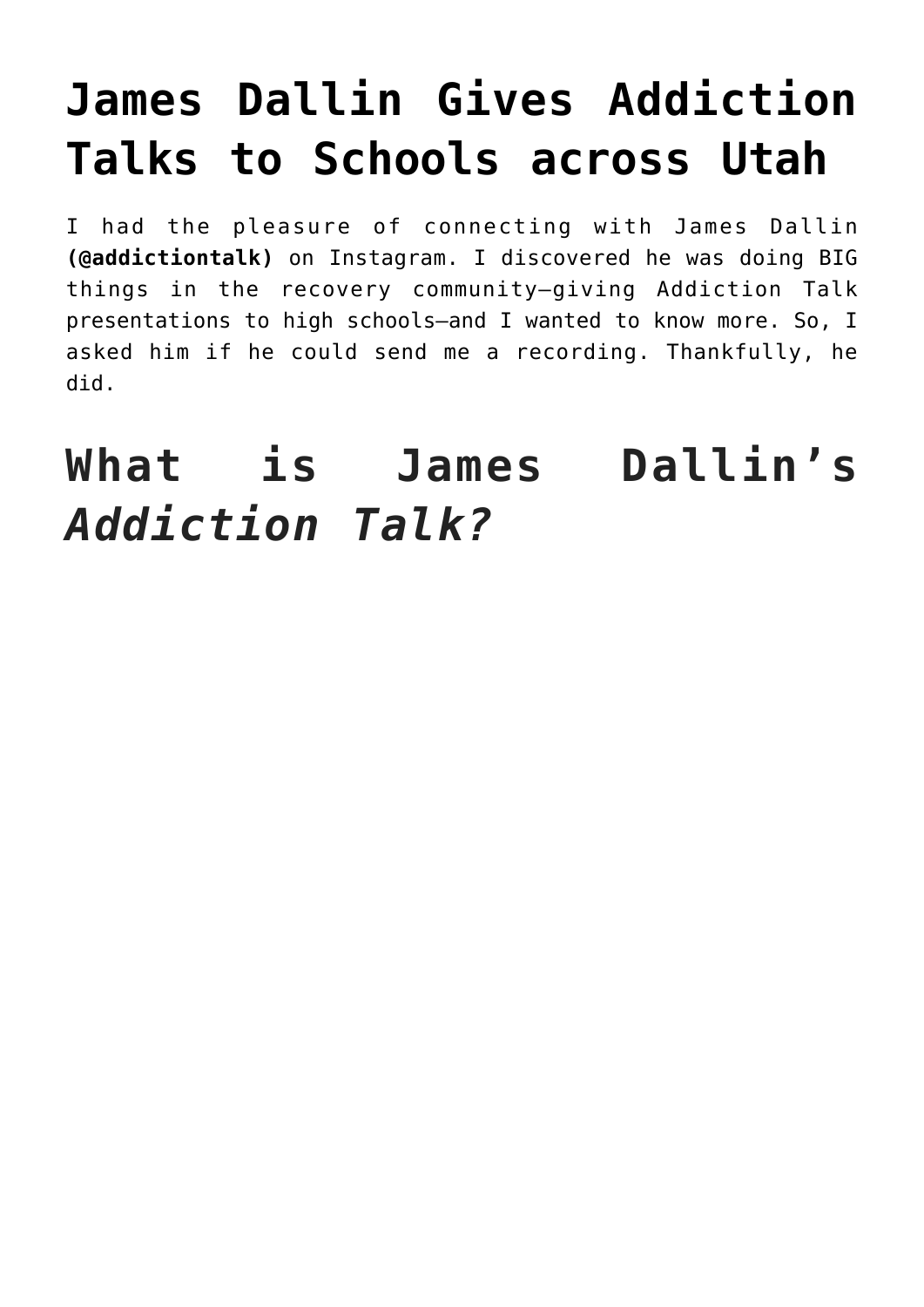# James Dallin Gives Addiction Talks to Schools across Utah

I had the pleasure of connecting with James Dallin **(@addictiontalk)** on Instagram. I discovered he was doing BIG things in the recovery community—giving Addiction Talk presentations to high schools—and I wanted to know more. So, I asked him if he could send me a recording. Thankfully, he did.

## What is James Dallin's *Addiction Talk?*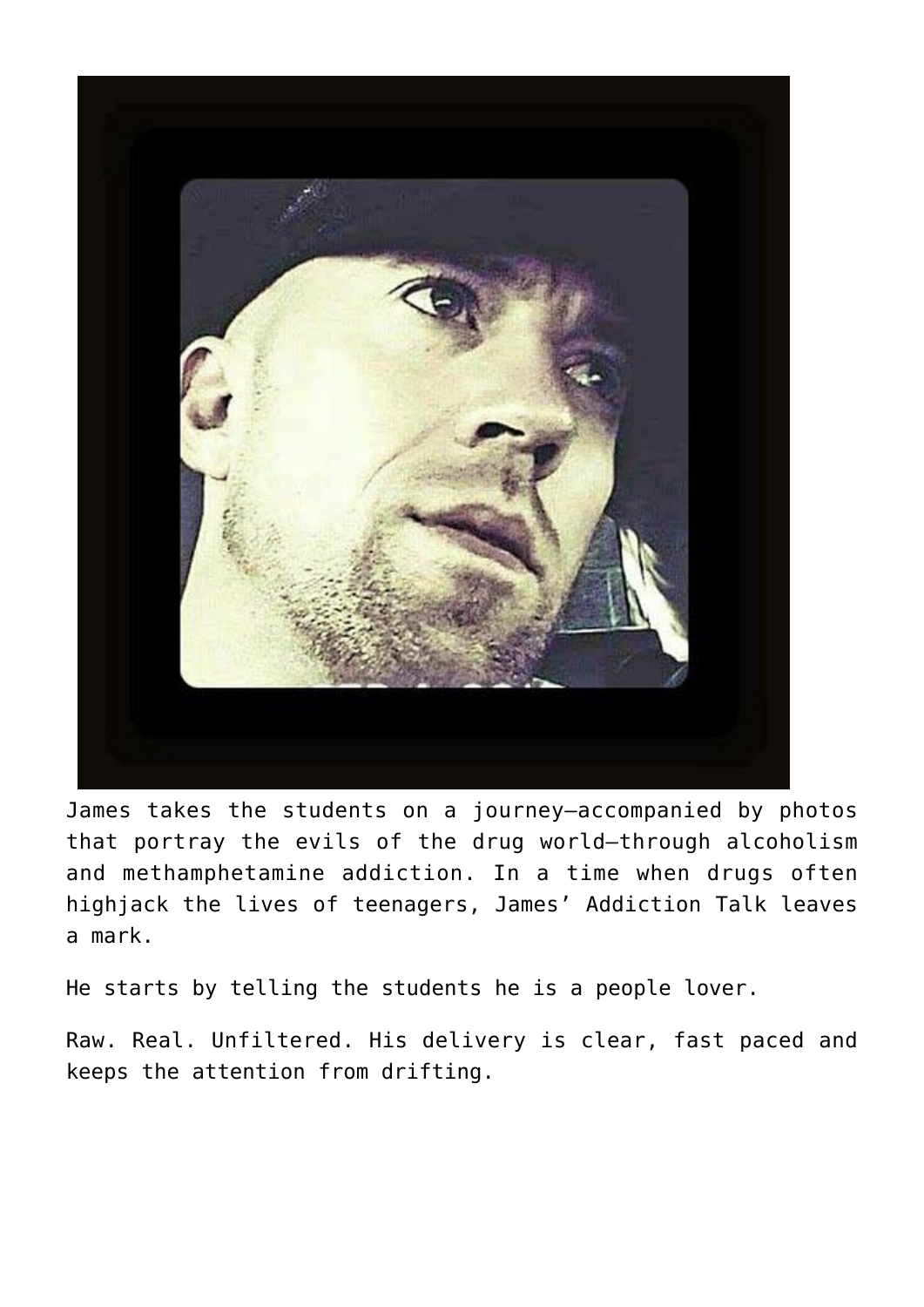James takes the students on a journey—accompanied by photos that portray the evils of the drug world—through alcoholism and methamphetamine addiction. In a time when drugs often highjack the lives of teenagers, James' Addiction Talk leaves a mark.

He starts by telling the students he is a people lover.

Raw. Real. Unfiltered. His delivery is clear, fast paced and keeps the attention from drifting.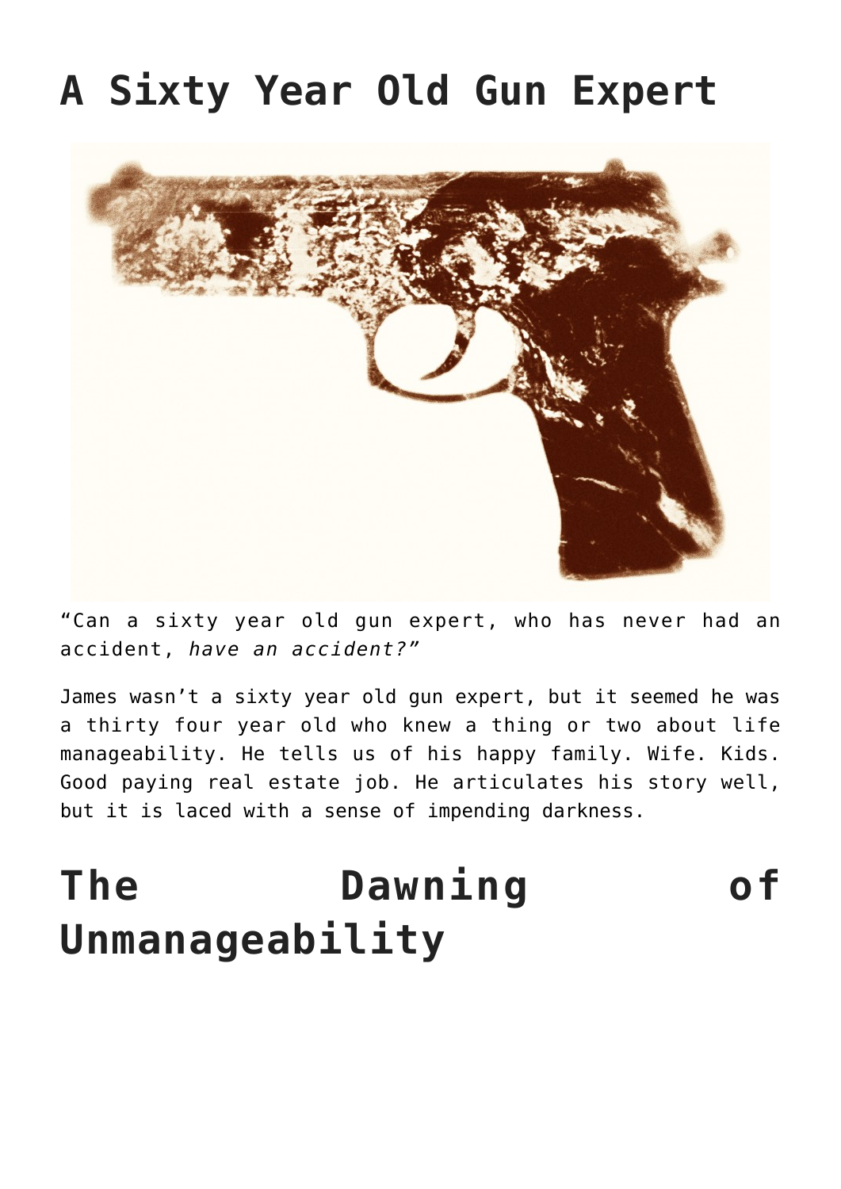# A Sixty Year Old Gun Expert

"Can a sixty year old gun expert, who has never had an accident, *have an accident?*"

James wasn't a sixty year old gun expert, but it seemed he was a thirty four year old who knew a thing or two about life manageability. He tells us of his happy family. Wife. Kids. Good paying real estate job. He articulates his story well, but it is laced with a sense of impending darkness.

# The Dawning of Unmanageability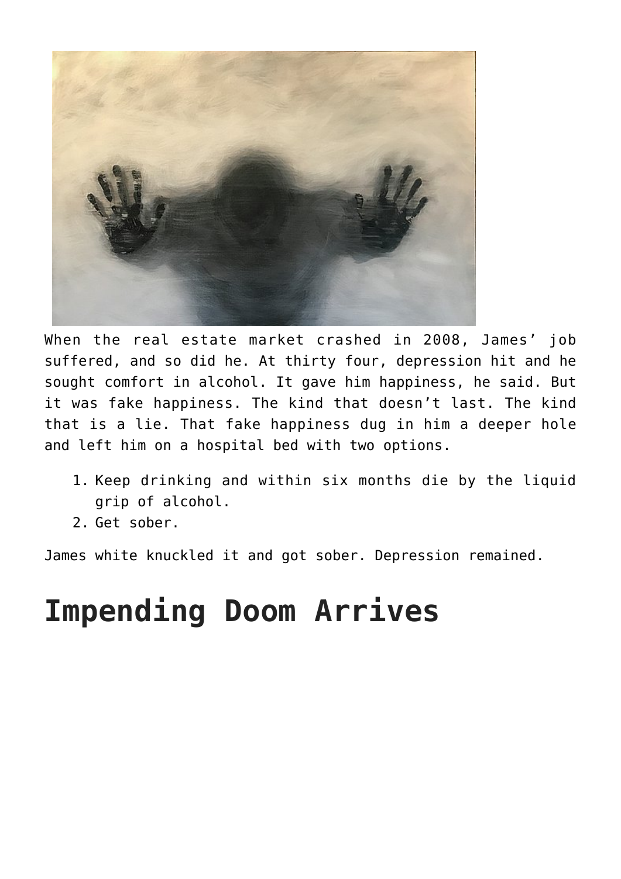When the real estate market crashed in 2008, James' job suffered, and so did he. At thirty four, depression hit and he sought comfort in alcohol. It gave him happiness, he said. But it was fake happiness. The kind that doesn't last. The kind that is a lie. That fake happiness dug in him a deeper hole and left him on a hospital bed with two options.

1. Keep drinking and within six months die by the liquid grip of alcohol.
2. Get sober.

James white knuckled it and got sober. Depression remained.

# Impending Doom Arrives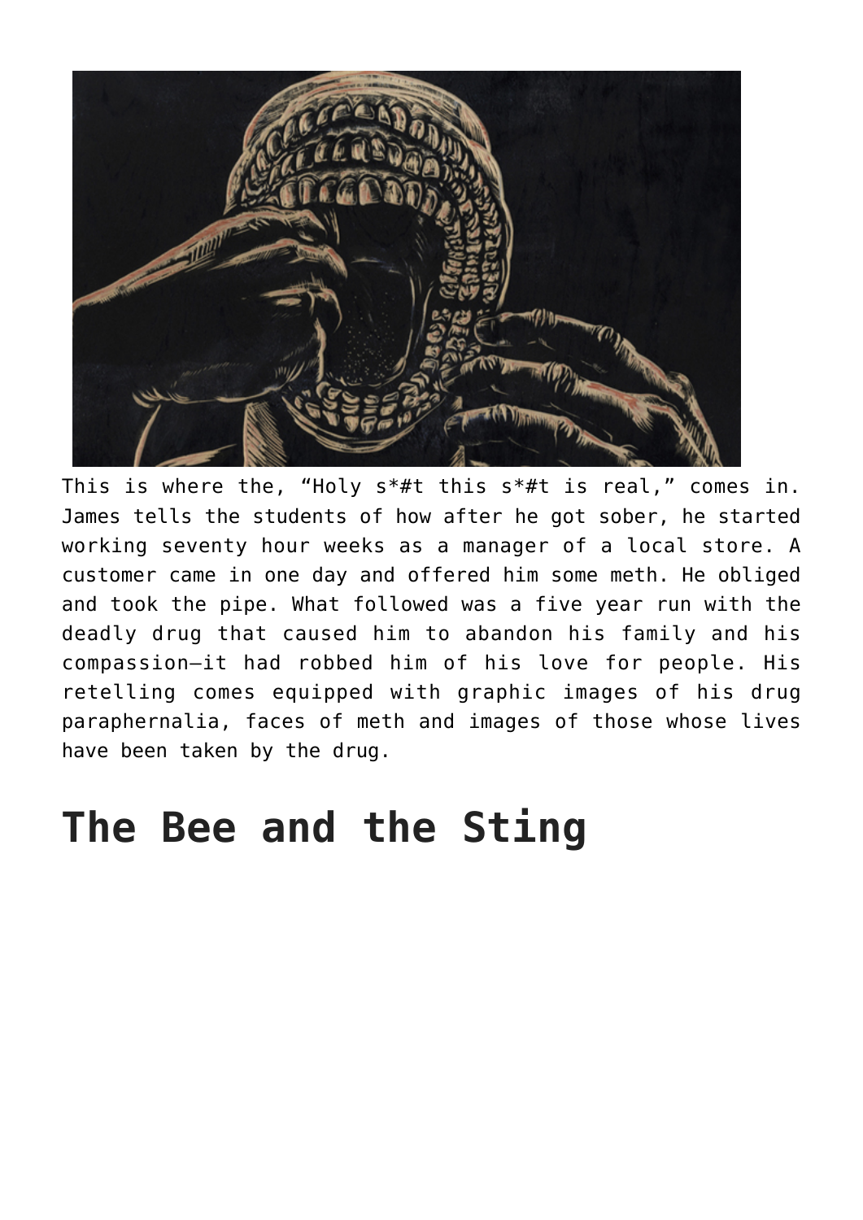This is where the, "Holy s*#t this s*#t is real," comes in. James tells the students of how after he got sober, he started working seventy hour weeks as a manager of a local store. A customer came in one day and offered him some meth. He obliged and took the pipe. What followed was a five year run with the deadly drug that caused him to abandon his family and his compassion—it had robbed him of his love for people. His retelling comes equipped with graphic images of his drug paraphernalia, faces of meth and images of those whose lives have been taken by the drug.

## The Bee and the Sting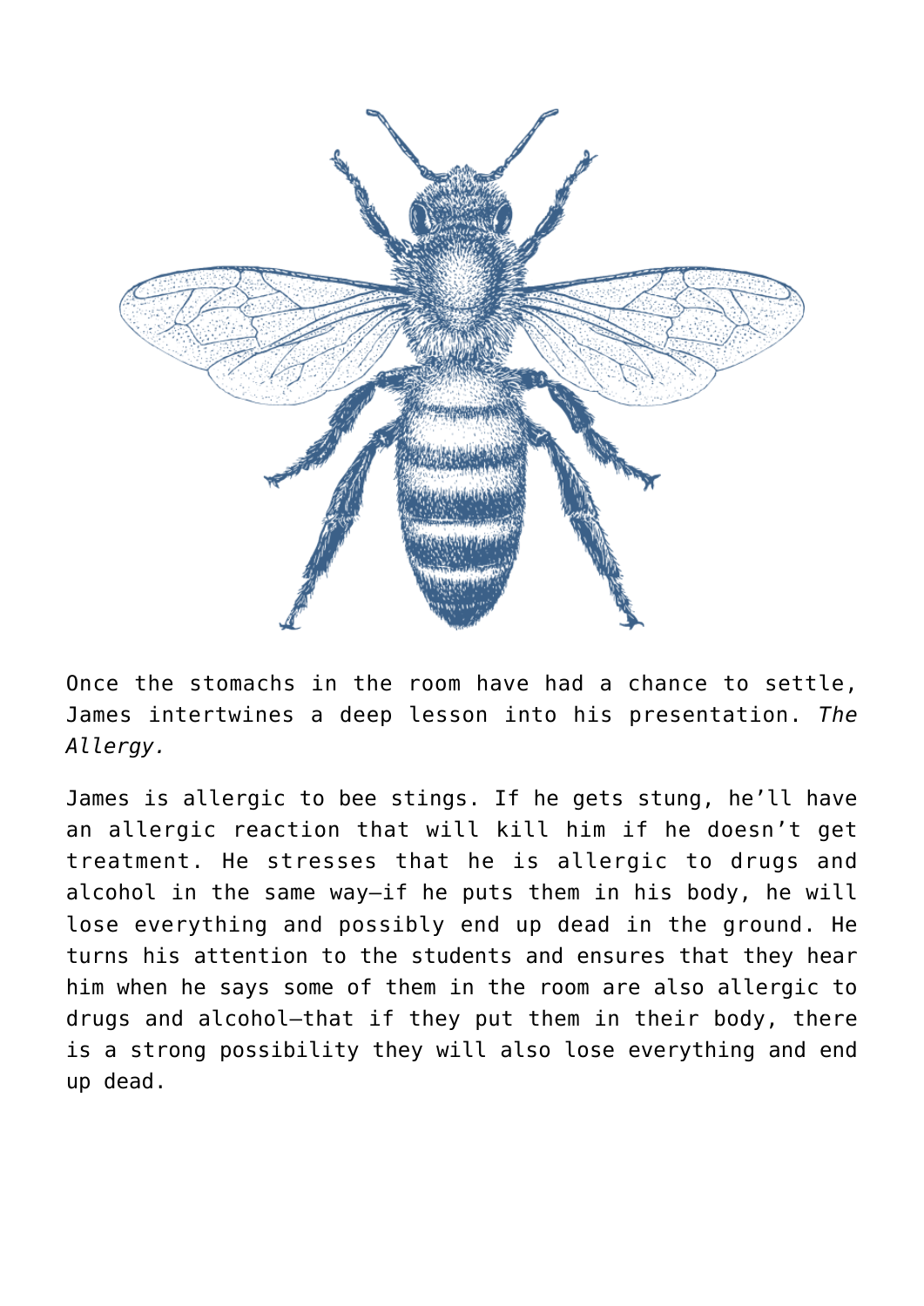Once the stomachs in the room have had a chance to settle, James intertwines a deep lesson into his presentation. *The Allergy.*

James is allergic to bee stings. If he gets stung, he'll have an allergic reaction that will kill him if he doesn't get treatment. He stresses that he is allergic to drugs and alcohol in the same way—if he puts them in his body, he will lose everything and possibly end up dead in the ground. He turns his attention to the students and ensures that they hear him when he says some of them in the room are also allergic to drugs and alcohol—that if they put them in their body, there is a strong possibility they will also lose everything and end up dead.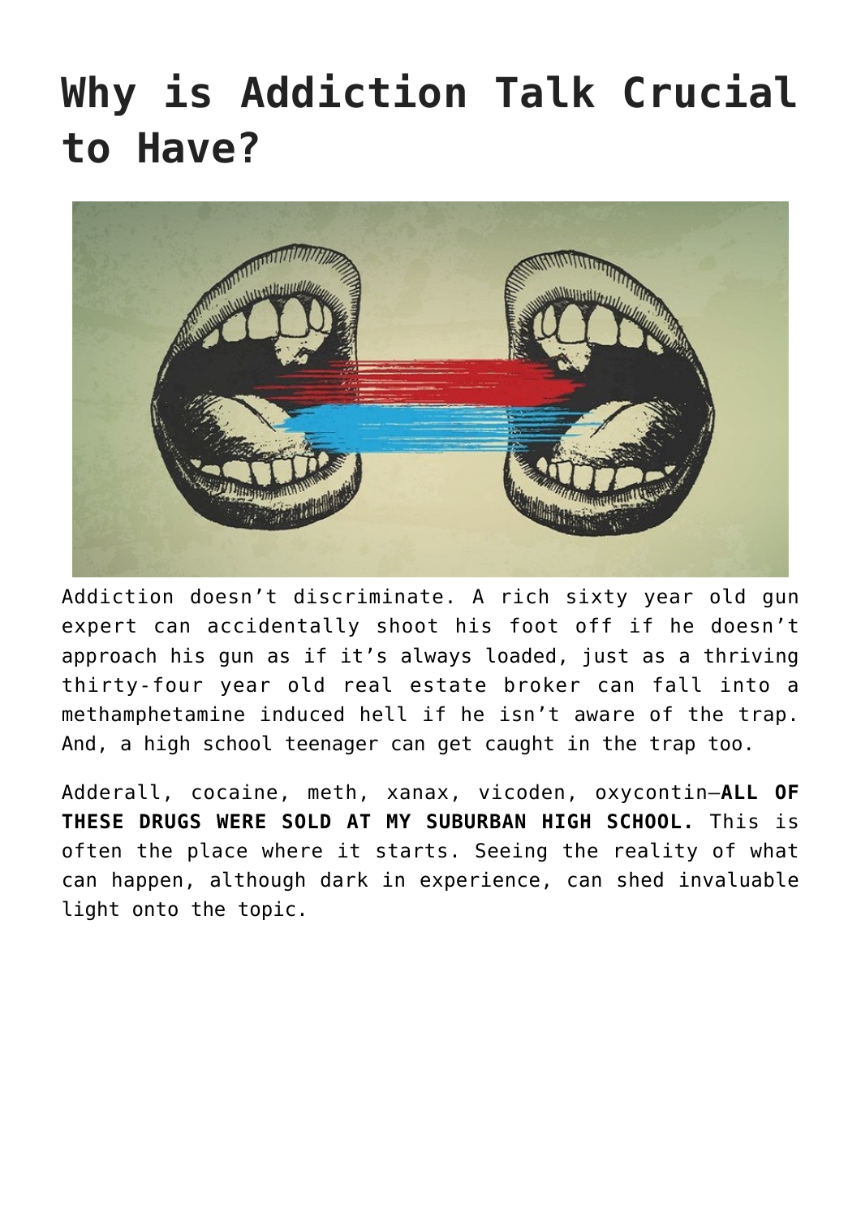# Why is Addiction Talk Crucial to Have?

Addiction doesn't discriminate. A rich sixty year old gun expert can accidentally shoot his foot off if he doesn't approach his gun as if it's always loaded, just as a thriving thirty-four year old real estate broker can fall into a methamphetamine induced hell if he isn't aware of the trap. And, a high school teenager can get caught in the trap too.

Adderall, cocaine, meth, xanax, vicoden, oxycontin—**ALL OF THESE DRUGS WERE SOLD AT MY SUBURBAN HIGH SCHOOL.** This is often the place where it starts. Seeing the reality of what can happen, although dark in experience, can shed invaluable light onto the topic.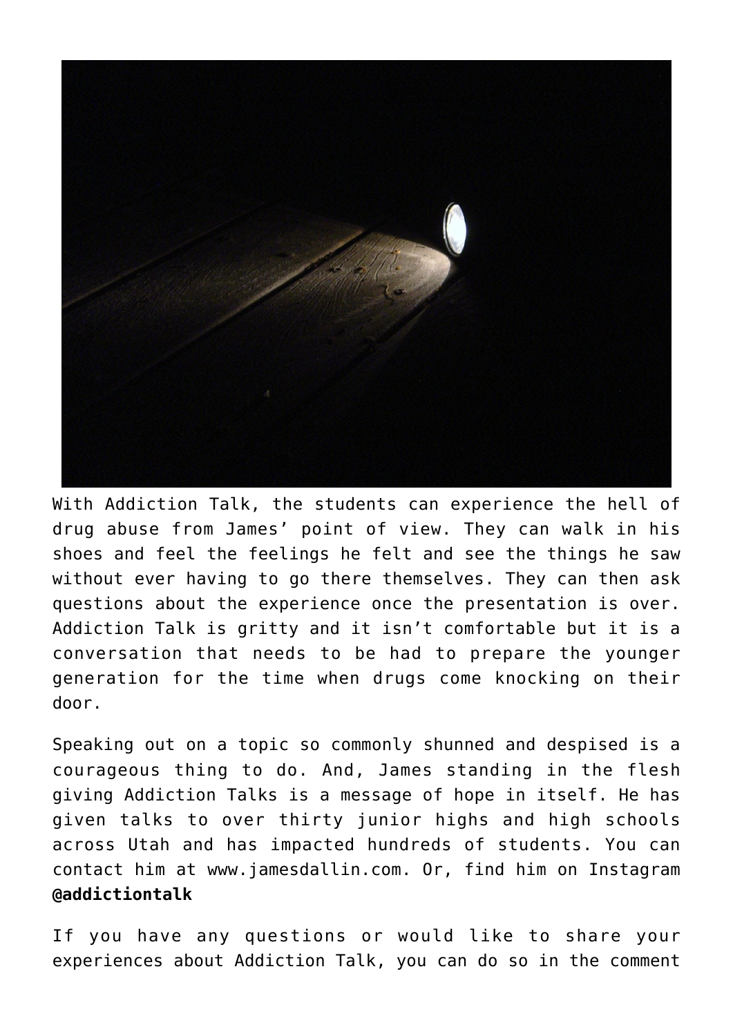With Addiction Talk, the students can experience the hell of drug abuse from James' point of view. They can walk in his shoes and feel the feelings he felt and see the things he saw without ever having to go there themselves. They can then ask questions about the experience once the presentation is over. Addiction Talk is gritty and it isn't comfortable but it is a conversation that needs to be had to prepare the younger generation for the time when drugs come knocking on their door.

Speaking out on a topic so commonly shunned and despised is a courageous thing to do. And, James standing in the flesh giving Addiction Talks is a message of hope in itself. He has given talks to over thirty junior highs and high schools across Utah and has impacted hundreds of students. You can contact him at www.jamesdallin.com. Or, find him on Instagram **@addictiontalk**

If you have any questions or would like to share your experiences about Addiction Talk, you can do so in the comment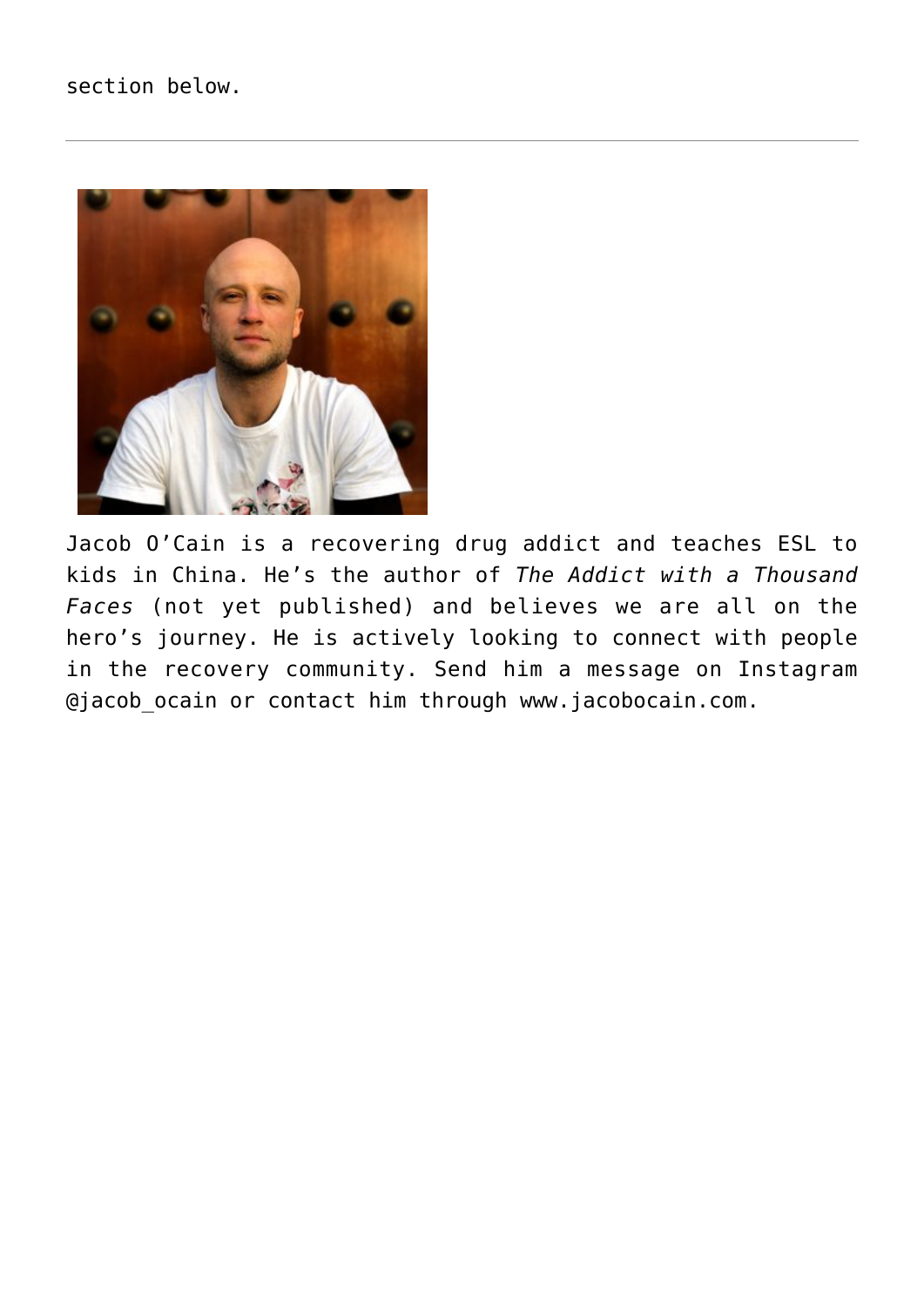section below.

---

Jacob O'Cain is a recovering drug addict and teaches ESL to kids in China. He's the author of *The Addict with a Thousand Faces* (not yet published) and believes we are all on the hero's journey. He is actively looking to connect with people in the recovery community. Send him a message on Instagram @jacob_ocain or contact him through www.jacobocain.com.